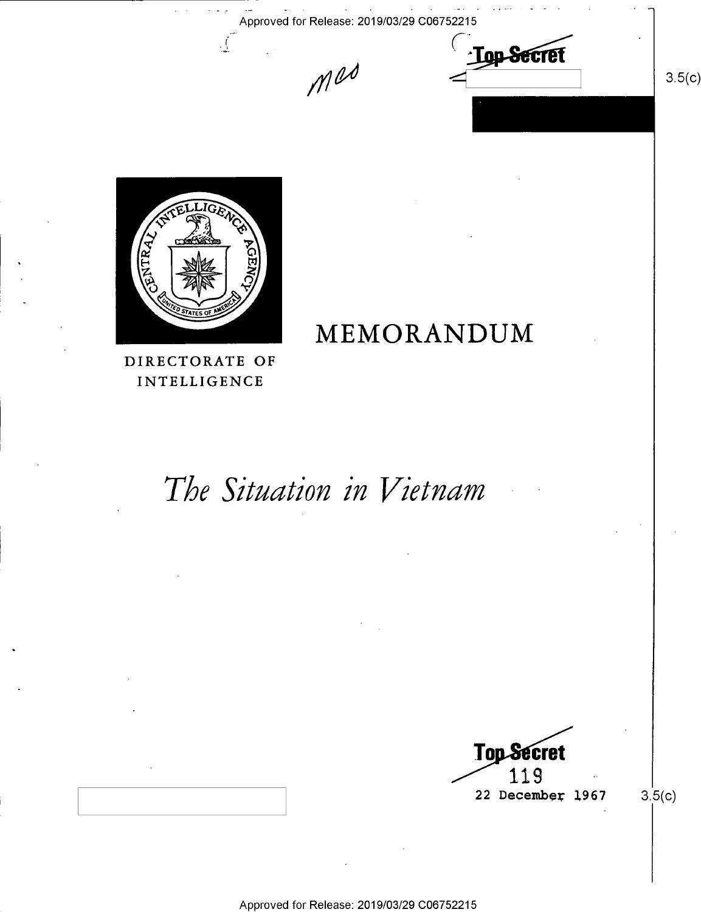Top Secret

3.5(c)

DIRECTORATE OF INTELLIGENCE

# MEMORANDUM

# *The Situation in Vietnam*

Top Secret

119

22 December 1967

3.5(c)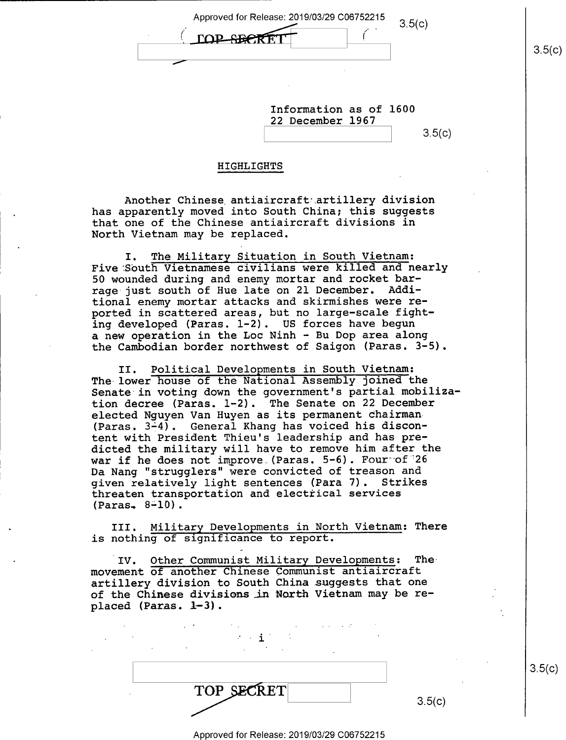TOP SECRET

Information as of 1600
22 December 1967

## HIGHLIGHTS

Another Chinese antiaircraft artillery division has apparently moved into South China; this suggests that one of the Chinese antiaircraft divisions in North Vietnam may be replaced.

I. The Military Situation in South Vietnam: Five South Vietnamese civilians were killed and nearly 50 wounded during and enemy mortar and rocket barrage just south of Hue late on 21 December. Additional enemy mortar attacks and skirmishes were reported in scattered areas, but no large-scale fighting developed (Paras. 1-2). US forces have begun a new operation in the Loc Ninh - Bu Dop area along the Cambodian border northwest of Saigon (Paras. 3-5).

II. Political Developments in South Vietnam: The lower house of the National Assembly joined the Senate in voting down the government's partial mobilization decree (Paras. 1-2). The Senate on 22 December elected Nguyen Van Huyen as its permanent chairman (Paras. 3-4). General Khang has voiced his discontent with President Thieu's leadership and has predicted the military will have to remove him after the war if he does not improve (Paras. 5-6). Four of 26 Da Nang "strugglers" were convicted of treason and given relatively light sentences (Para 7). Strikes threaten transportation and electrical services (Paras. 8-10).

III. Military Developments in North Vietnam: There is nothing of significance to report.

IV. Other Communist Military Developments: The movement of another Chinese Communist antiaircraft artillery division to South China suggests that one of the Chinese divisions in North Vietnam may be replaced (Paras. 1-3).

TOP SECRET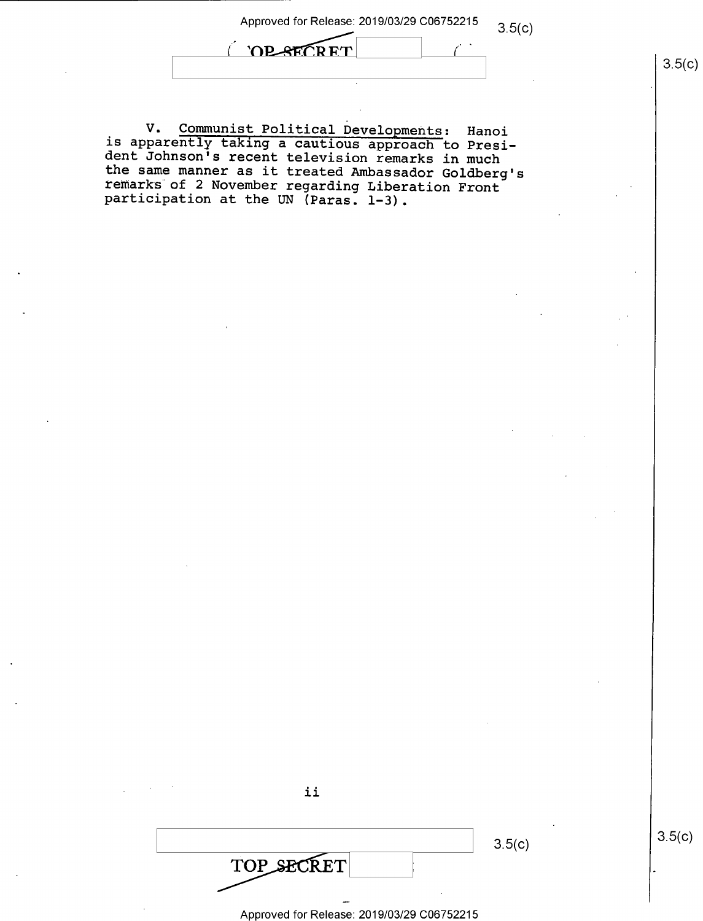V. Communist Political Developments: Hanoi is apparently taking a cautious approach to President Johnson's recent television remarks in much the same manner as it treated Ambassador Goldberg's remarks of 2 November regarding Liberation Front participation at the UN (Paras. 1-3).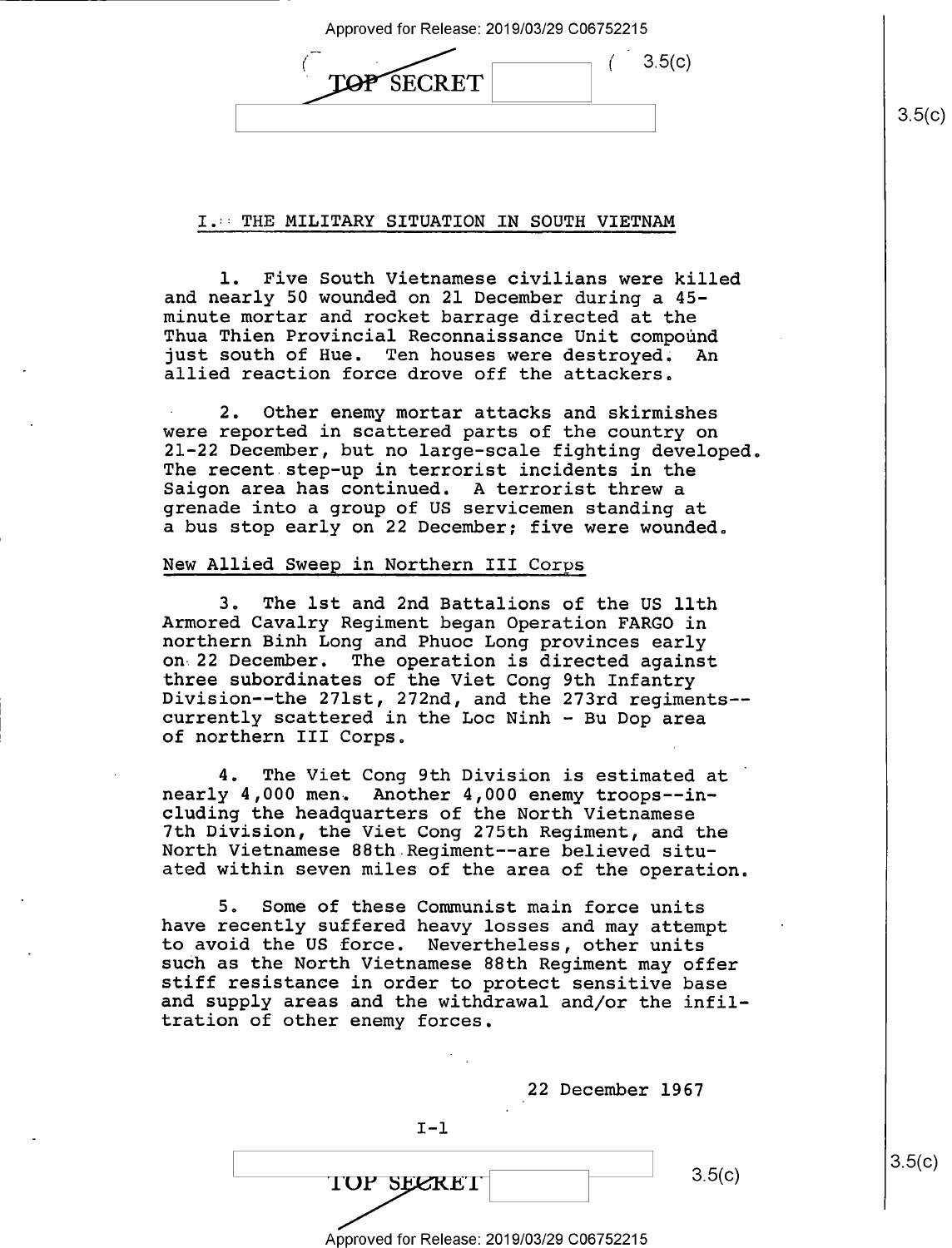## I. THE MILITARY SITUATION IN SOUTH VIETNAM

1. Five South Vietnamese civilians were killed and nearly 50 wounded on 21 December during a 45-minute mortar and rocket barrage directed at the Thua Thien Provincial Reconnaissance Unit compound just south of Hue. Ten houses were destroyed. An allied reaction force drove off the attackers.

2. Other enemy mortar attacks and skirmishes were reported in scattered parts of the country on 21-22 December, but no large-scale fighting developed. The recent step-up in terrorist incidents in the Saigon area has continued. A terrorist threw a grenade into a group of US servicemen standing at a bus stop early on 22 December; five were wounded.

### New Allied Sweep in Northern III Corps

3. The 1st and 2nd Battalions of the US 11th Armored Cavalry Regiment began Operation FARGO in northern Binh Long and Phuoc Long provinces early on 22 December. The operation is directed against three subordinates of the Viet Cong 9th Infantry Division--the 271st, 272nd, and the 273rd regiments--currently scattered in the Loc Ninh - Bu Dop area of northern III Corps.

4. The Viet Cong 9th Division is estimated at nearly 4,000 men. Another 4,000 enemy troops--including the headquarters of the North Vietnamese 7th Division, the Viet Cong 275th Regiment, and the North Vietnamese 88th Regiment--are believed situated within seven miles of the area of the operation.

5. Some of these Communist main force units have recently suffered heavy losses and may attempt to avoid the US force. Nevertheless, other units such as the North Vietnamese 88th Regiment may offer stiff resistance in order to protect sensitive base and supply areas and the withdrawal and/or the infiltration of other enemy forces.

22 December 1967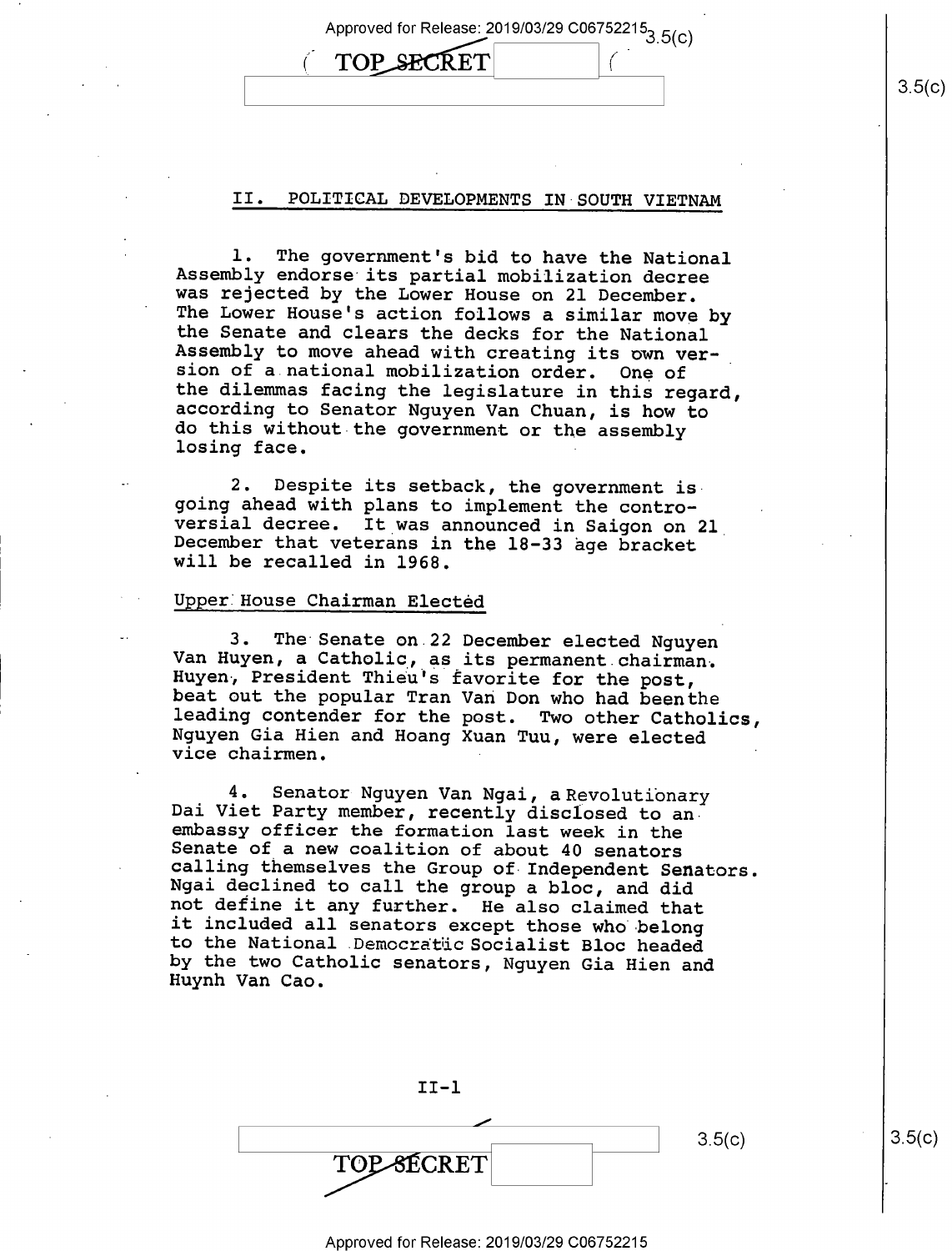## II. POLITICAL DEVELOPMENTS IN SOUTH VIETNAM

1. The government's bid to have the National Assembly endorse its partial mobilization decree was rejected by the Lower House on 21 December. The Lower House's action follows a similar move by the Senate and clears the decks for the National Assembly to move ahead with creating its own version of a national mobilization order. One of the dilemmas facing the legislature in this regard, according to Senator Nguyen Van Chuan, is how to do this without the government or the assembly losing face.

2. Despite its setback, the government is going ahead with plans to implement the controversial decree. It was announced in Saigon on 21 December that veterans in the 18-33 age bracket will be recalled in 1968.

### Upper House Chairman Elected

3. The Senate on 22 December elected Nguyen Van Huyen, a Catholic, as its permanent chairman. Huyen, President Thieu's favorite for the post, beat out the popular Tran Van Don who had been the leading contender for the post. Two other Catholics, Nguyen Gia Hien and Hoang Xuan Tuu, were elected vice chairmen.

4. Senator Nguyen Van Ngai, a Revolutionary Dai Viet Party member, recently disclosed to an embassy officer the formation last week in the Senate of a new coalition of about 40 senators calling themselves the Group of Independent Senators. Ngai declined to call the group a bloc, and did not define it any further. He also claimed that it included all senators except those who belong to the National Democratic Socialist Bloc headed by the two Catholic senators, Nguyen Gia Hien and Huynh Van Cao.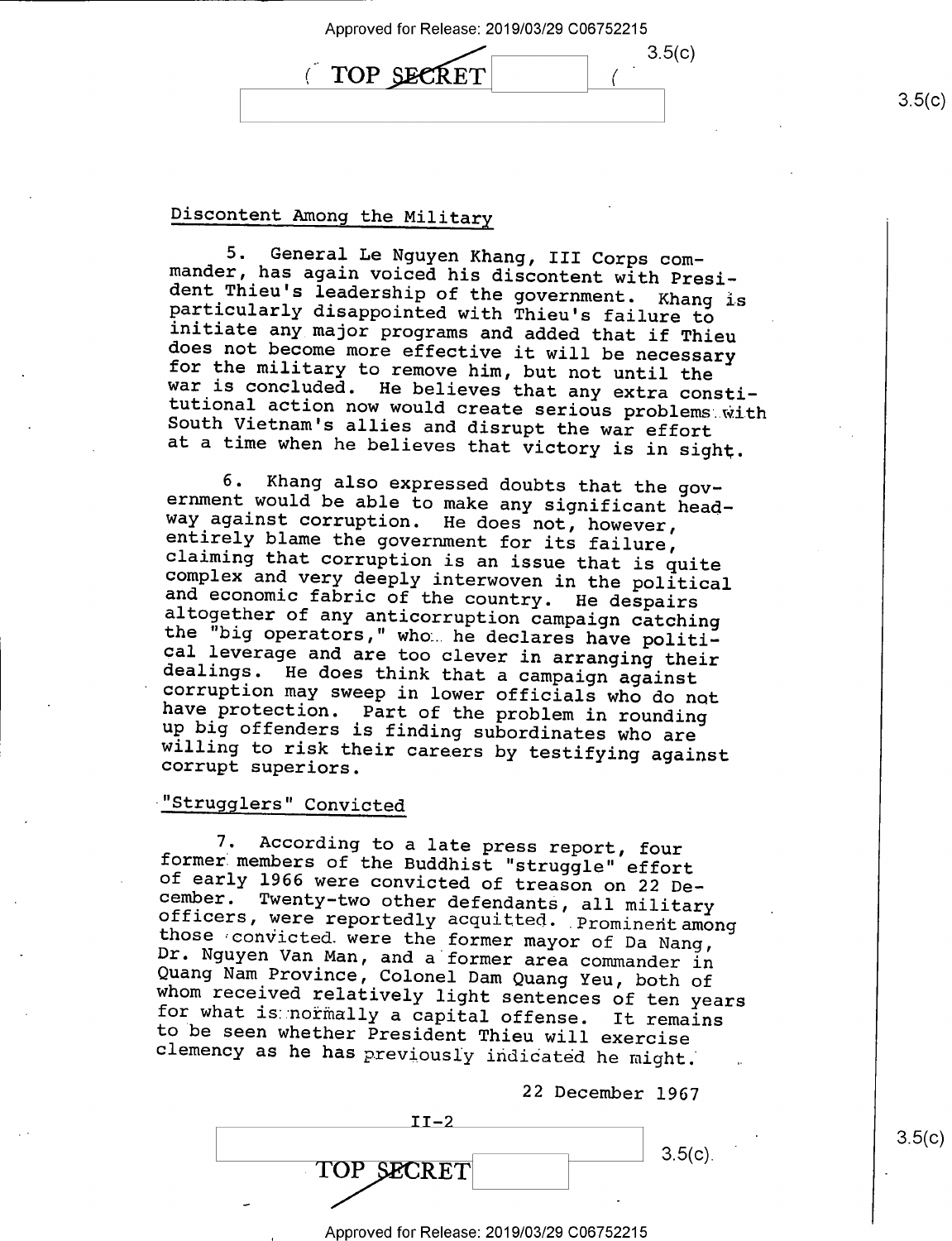## Discontent Among the Military

5. General Le Nguyen Khang, III Corps commander, has again voiced his discontent with President Thieu's leadership of the government. Khang is particularly disappointed with Thieu's failure to initiate any major programs and added that if Thieu does not become more effective it will be necessary for the military to remove him, but not until the war is concluded. He believes that any extra constitutional action now would create serious problems with South Vietnam's allies and disrupt the war effort at a time when he believes that victory is in sight.

6. Khang also expressed doubts that the government would be able to make any significant headway against corruption. He does not, however, entirely blame the government for its failure, claiming that corruption is an issue that is quite complex and very deeply interwoven in the political and economic fabric of the country. He despairs altogether of any anticorruption campaign catching the "big operators," who he declares have political leverage and are too clever in arranging their dealings. He does think that a campaign against corruption may sweep in lower officials who do not have protection. Part of the problem in rounding up big offenders is finding subordinates who are willing to risk their careers by testifying against corrupt superiors.

## "Strugglers" Convicted

7. According to a late press report, four former members of the Buddhist "struggle" effort of early 1966 were convicted of treason on 22 December. Twenty-two other defendants, all military officers, were reportedly acquitted. Prominent among those convicted were the former mayor of Da Nang, Dr. Nguyen Van Man, and a former area commander in Quang Nam Province, Colonel Dam Quang Yeu, both of whom received relatively light sentences of ten years for what is normally a capital offense. It remains to be seen whether President Thieu will exercise clemency as he has previously indicated he might.

22 December 1967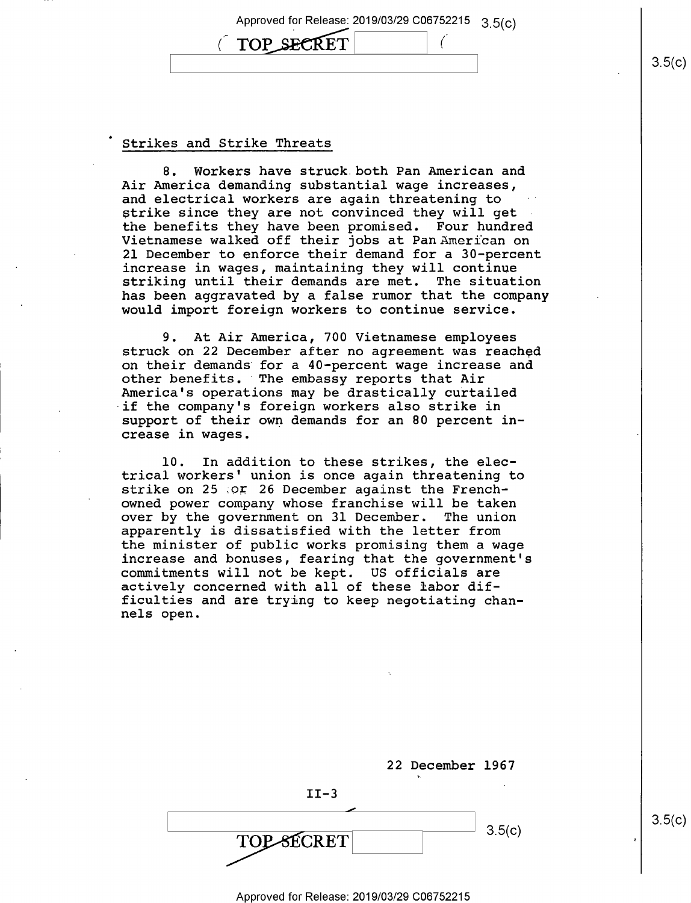## Strikes and Strike Threats

8. Workers have struck both Pan American and Air America demanding substantial wage increases, and electrical workers are again threatening to strike since they are not convinced they will get the benefits they have been promised. Four hundred Vietnamese walked off their jobs at Pan American on 21 December to enforce their demand for a 30-percent increase in wages, maintaining they will continue striking until their demands are met. The situation has been aggravated by a false rumor that the company would import foreign workers to continue service.

9. At Air America, 700 Vietnamese employees struck on 22 December after no agreement was reached on their demands for a 40-percent wage increase and other benefits. The embassy reports that Air America's operations may be drastically curtailed if the company's foreign workers also strike in support of their own demands for an 80 percent increase in wages.

10. In addition to these strikes, the electrical workers' union is once again threatening to strike on 25 or 26 December against the French-owned power company whose franchise will be taken over by the government on 31 December. The union apparently is dissatisfied with the letter from the minister of public works promising them a wage increase and bonuses, fearing that the government's commitments will not be kept. US officials are actively concerned with all of these labor difficulties and are trying to keep negotiating channels open.

22 December 1967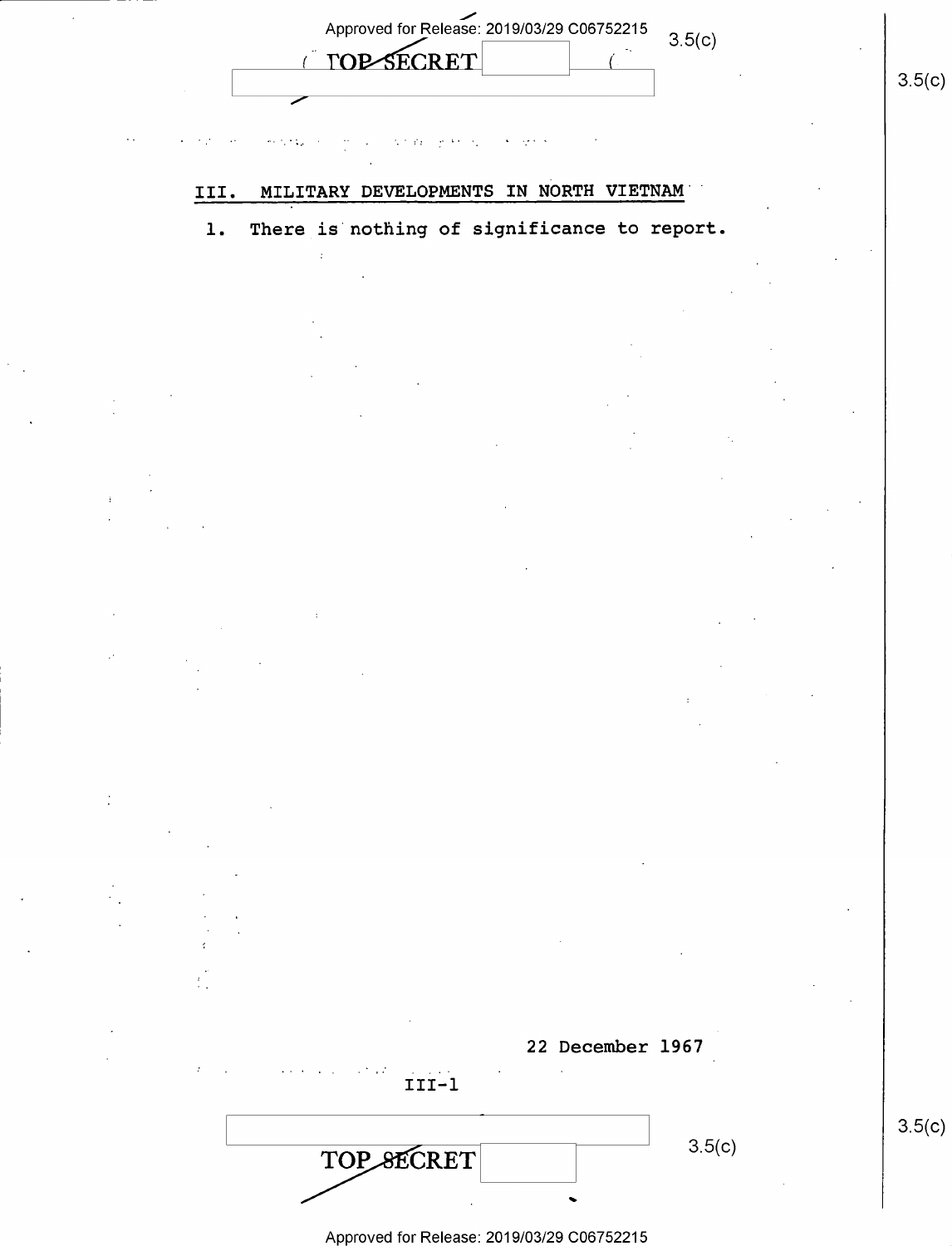## III. MILITARY DEVELOPMENTS IN NORTH VIETNAM

1. There is nothing of significance to report.

22 December 1967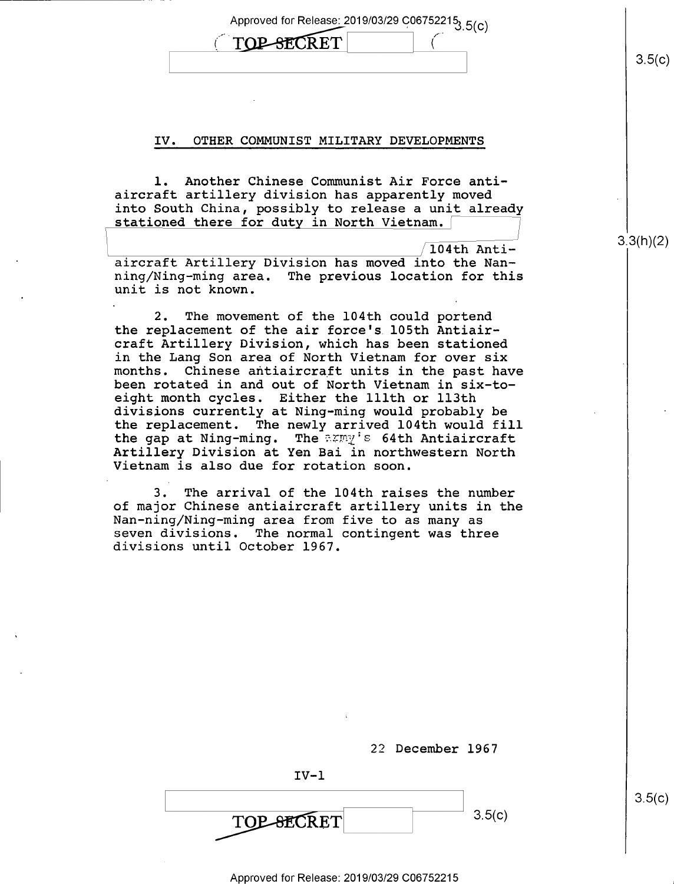## IV. OTHER COMMUNIST MILITARY DEVELOPMENTS

1. Another Chinese Communist Air Force antiaircraft artillery division has apparently moved into South China, possibly to release a unit already stationed there for duty in North Vietnam. 104th Antiaircraft Artillery Division has moved into the Nanning/Ning-ming area. The previous location for this unit is not known.

2. The movement of the 104th could portend the replacement of the air force's 105th Antiaircraft Artillery Division, which has been stationed in the Lang Son area of North Vietnam for over six months. Chinese antiaircraft units in the past have been rotated in and out of North Vietnam in six-to-eight month cycles. Either the 111th or 113th divisions currently at Ning-ming would probably be the replacement. The newly arrived 104th would fill the gap at Ning-ming. The army's 64th Antiaircraft Artillery Division at Yen Bai in northwestern North Vietnam is also due for rotation soon.

3. The arrival of the 104th raises the number of major Chinese antiaircraft artillery units in the Nan-ning/Ning-ming area from five to as many as seven divisions. The normal contingent was three divisions until October 1967.

22 December 1967

IV-1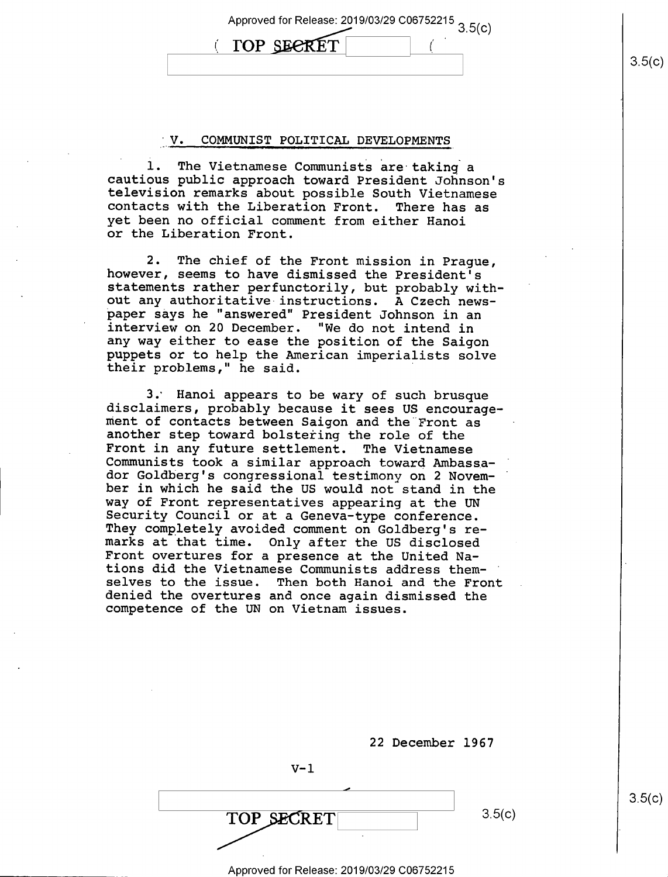## V. COMMUNIST POLITICAL DEVELOPMENTS

1. The Vietnamese Communists are taking a cautious public approach toward President Johnson's television remarks about possible South Vietnamese contacts with the Liberation Front. There has as yet been no official comment from either Hanoi or the Liberation Front.

2. The chief of the Front mission in Prague, however, seems to have dismissed the President's statements rather perfunctorily, but probably without any authoritative instructions. A Czech newspaper says he "answered" President Johnson in an interview on 20 December. "We do not intend in any way either to ease the position of the Saigon puppets or to help the American imperialists solve their problems," he said.

3. Hanoi appears to be wary of such brusque disclaimers, probably because it sees US encouragement of contacts between Saigon and the Front as another step toward bolstering the role of the Front in any future settlement. The Vietnamese Communists took a similar approach toward Ambassador Goldberg's congressional testimony on 2 November in which he said the US would not stand in the way of Front representatives appearing at the UN Security Council or at a Geneva-type conference. They completely avoided comment on Goldberg's remarks at that time. Only after the US disclosed Front overtures for a presence at the United Nations did the Vietnamese Communists address themselves to the issue. Then both Hanoi and the Front denied the overtures and once again dismissed the competence of the UN on Vietnam issues.

22 December 1967

V-1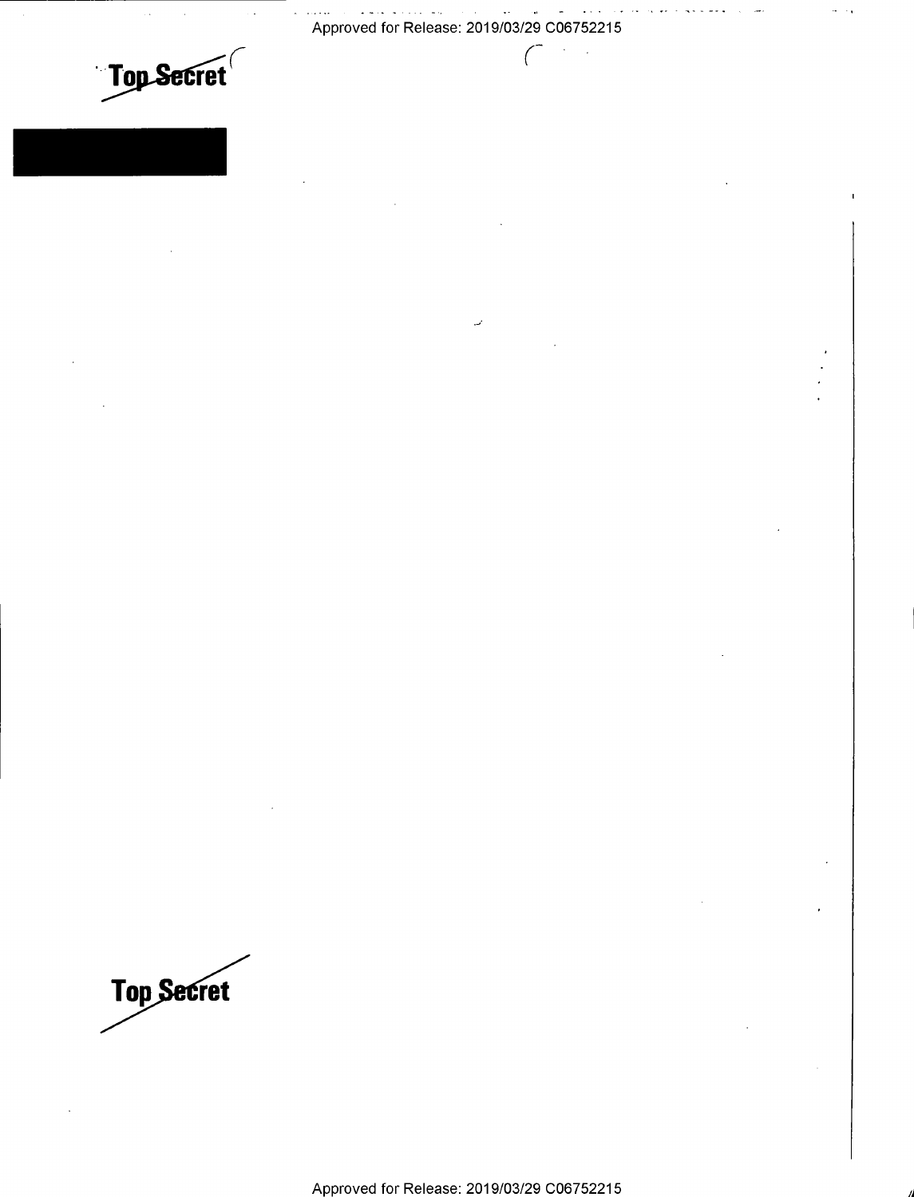Top Secret

Top Secret